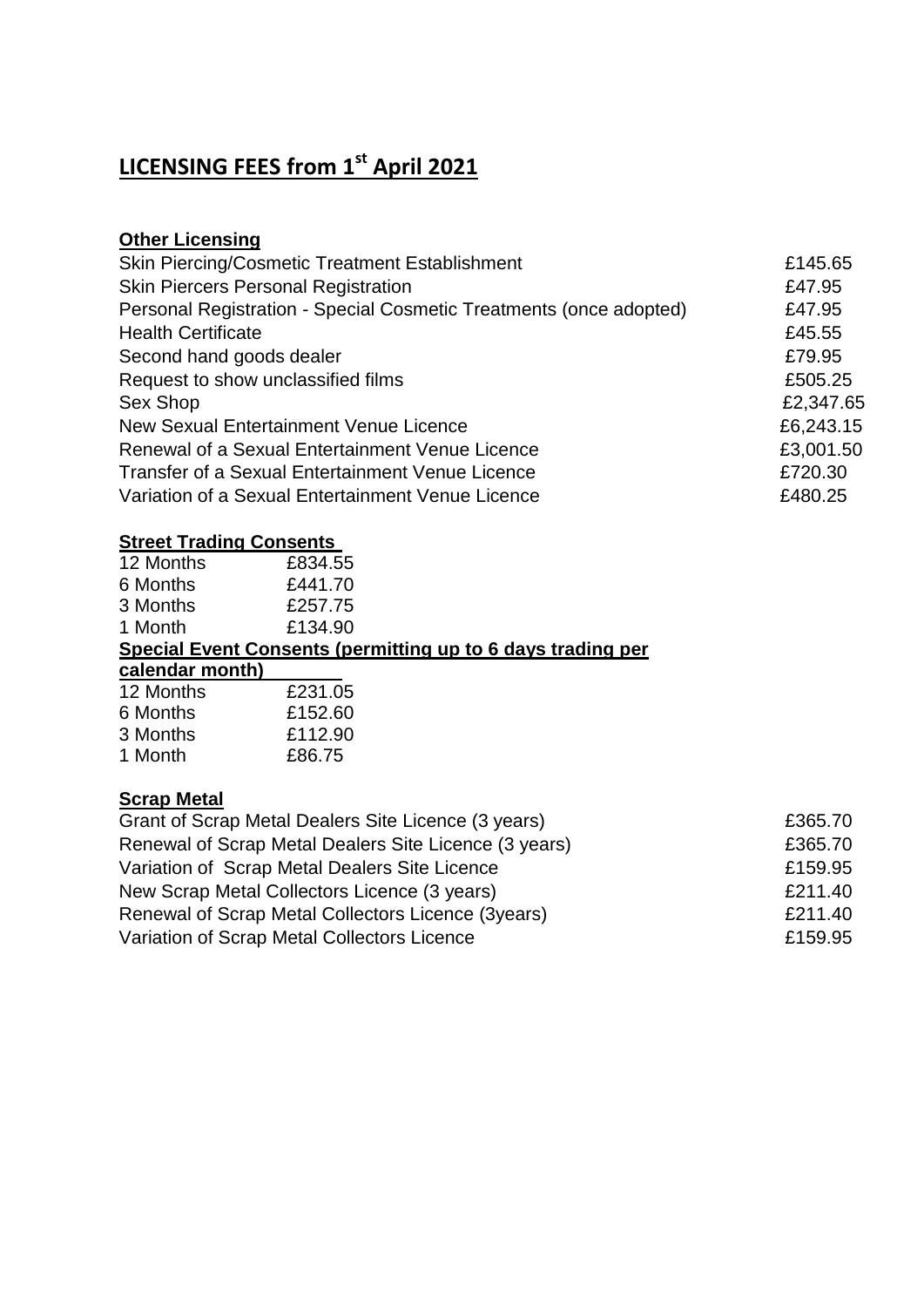# LICENSING FEES from 1st April 2021

## Other Licensing

| | |
|---|---|
| Skin Piercing/Cosmetic Treatment Establishment | £145.65 |
| Skin Piercers Personal Registration | £47.95 |
| Personal Registration - Special Cosmetic Treatments (once adopted) | £47.95 |
| Health Certificate | £45.55 |
| Second hand goods dealer | £79.95 |
| Request to show unclassified films | £505.25 |
| Sex Shop | £2,347.65 |
| New Sexual Entertainment Venue Licence | £6,243.15 |
| Renewal of a Sexual Entertainment Venue Licence | £3,001.50 |
| Transfer of a Sexual Entertainment Venue Licence | £720.30 |
| Variation of a Sexual Entertainment Venue Licence | £480.25 |

## Street Trading Consents

| | |
|---|---|
| 12 Months | £834.55 |
| 6 Months | £441.70 |
| 3 Months | £257.75 |
| 1 Month | £134.90 |

## Special Event Consents (permitting up to 6 days trading per calendar month)

| | |
|---|---|
| 12 Months | £231.05 |
| 6 Months | £152.60 |
| 3 Months | £112.90 |
| 1 Month | £86.75 |

## Scrap Metal

| | |
|---|---|
| Grant of Scrap Metal Dealers Site Licence (3 years) | £365.70 |
| Renewal of Scrap Metal Dealers Site Licence (3 years) | £365.70 |
| Variation of Scrap Metal Dealers Site Licence | £159.95 |
| New Scrap Metal Collectors Licence (3 years) | £211.40 |
| Renewal of Scrap Metal Collectors Licence (3years) | £211.40 |
| Variation of Scrap Metal Collectors Licence | £159.95 |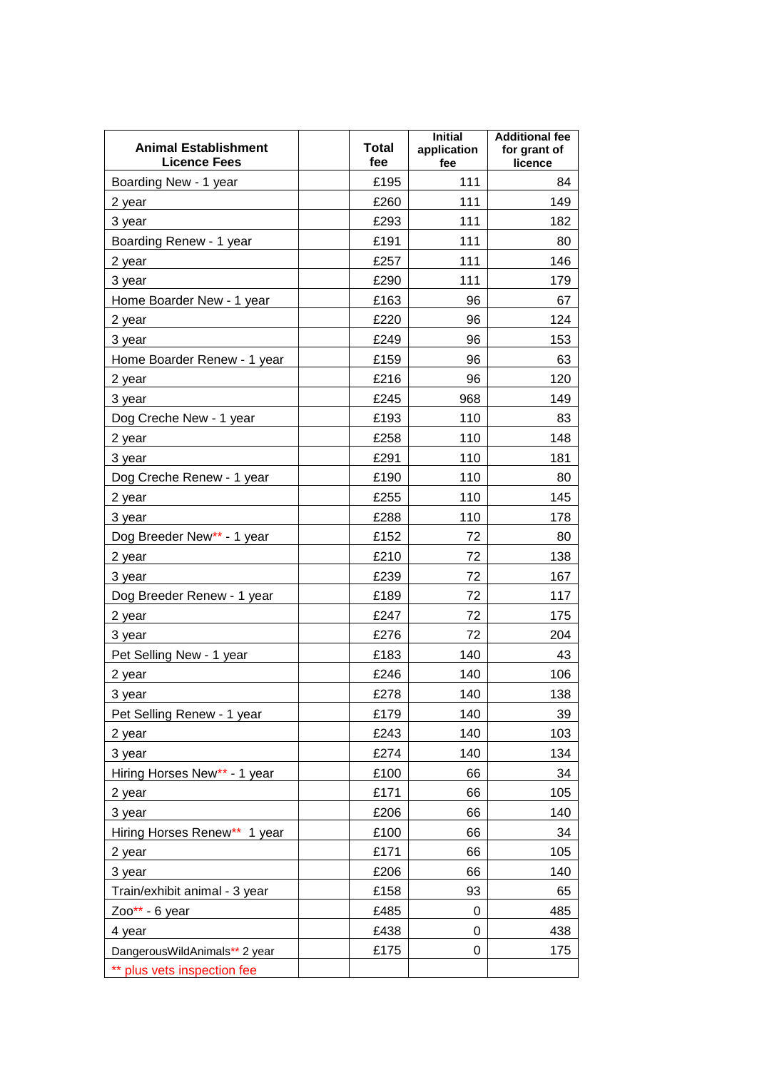| Animal Establishment Licence Fees | | Total fee | Initial application fee | Additional fee for grant of licence |
|---|---|---|---|---|
| Boarding New - 1 year | | £195 | 111 | 84 |
| 2 year | | £260 | 111 | 149 |
| 3 year | | £293 | 111 | 182 |
| Boarding Renew - 1 year | | £191 | 111 | 80 |
| 2 year | | £257 | 111 | 146 |
| 3 year | | £290 | 111 | 179 |
| Home Boarder New - 1 year | | £163 | 96 | 67 |
| 2 year | | £220 | 96 | 124 |
| 3 year | | £249 | 96 | 153 |
| Home Boarder Renew - 1 year | | £159 | 96 | 63 |
| 2 year | | £216 | 96 | 120 |
| 3 year | | £245 | 968 | 149 |
| Dog Creche New - 1 year | | £193 | 110 | 83 |
| 2 year | | £258 | 110 | 148 |
| 3 year | | £291 | 110 | 181 |
| Dog Creche Renew - 1 year | | £190 | 110 | 80 |
| 2 year | | £255 | 110 | 145 |
| 3 year | | £288 | 110 | 178 |
| Dog Breeder New** - 1 year | | £152 | 72 | 80 |
| 2 year | | £210 | 72 | 138 |
| 3 year | | £239 | 72 | 167 |
| Dog Breeder Renew - 1 year | | £189 | 72 | 117 |
| 2 year | | £247 | 72 | 175 |
| 3 year | | £276 | 72 | 204 |
| Pet Selling New - 1 year | | £183 | 140 | 43 |
| 2 year | | £246 | 140 | 106 |
| 3 year | | £278 | 140 | 138 |
| Pet Selling Renew - 1 year | | £179 | 140 | 39 |
| 2 year | | £243 | 140 | 103 |
| 3 year | | £274 | 140 | 134 |
| Hiring Horses New** - 1 year | | £100 | 66 | 34 |
| 2 year | | £171 | 66 | 105 |
| 3 year | | £206 | 66 | 140 |
| Hiring Horses Renew** 1 year | | £100 | 66 | 34 |
| 2 year | | £171 | 66 | 105 |
| 3 year | | £206 | 66 | 140 |
| Train/exhibit animal - 3 year | | £158 | 93 | 65 |
| Zoo** - 6 year | | £485 | 0 | 485 |
| 4 year | | £438 | 0 | 438 |
| DangerousWildAnimals** 2 year | | £175 | 0 | 175 |
| ** plus vets inspection fee | | | | |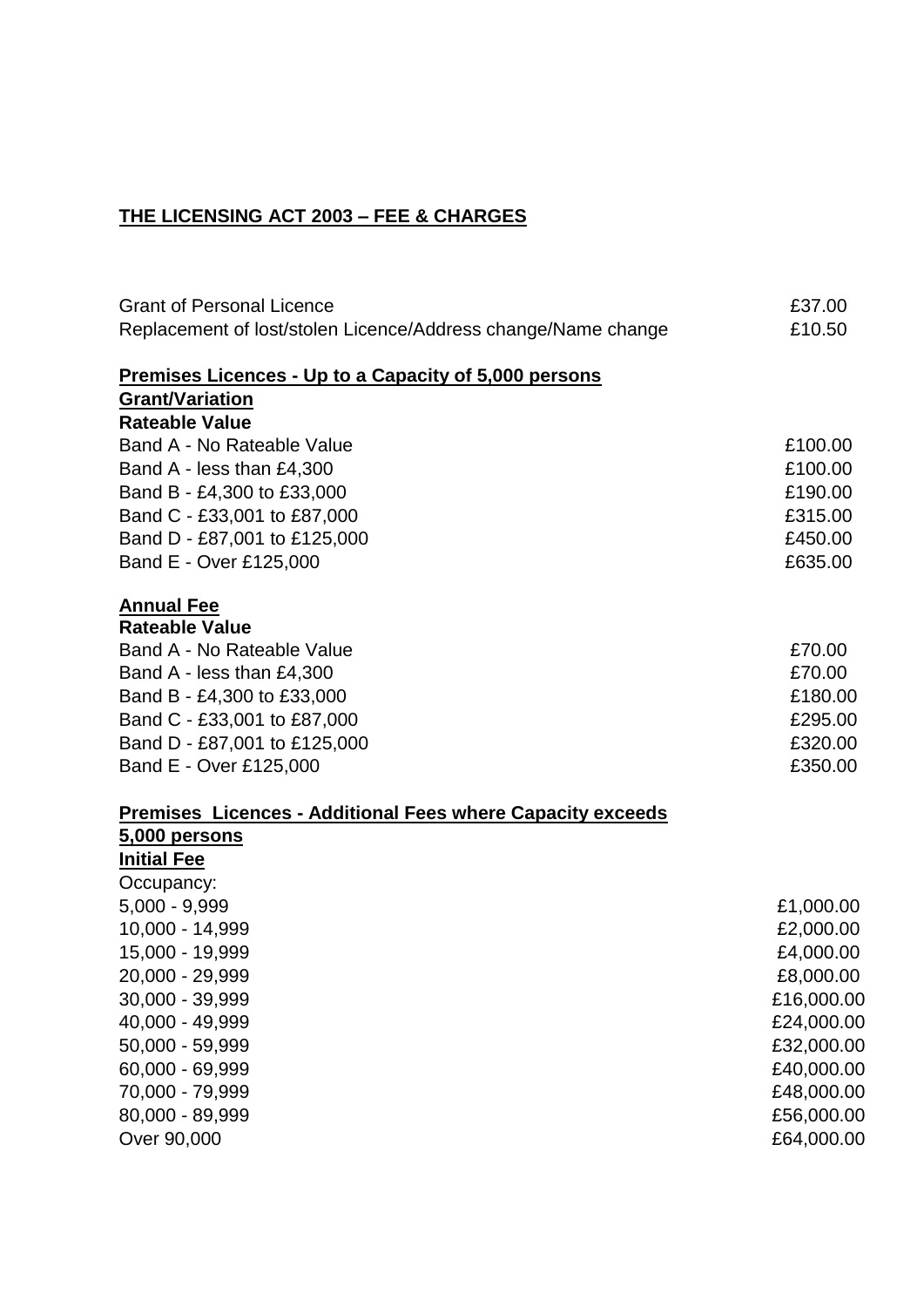**THE LICENSING ACT 2003 – FEE & CHARGES**

| | |
|---|---|
| Grant of Personal Licence | £37.00 |
| Replacement of lost/stolen Licence/Address change/Name change | £10.50 |

**Premises Licences - Up to a Capacity of 5,000 persons**

**Grant/Variation**

**Rateable Value**

| | |
|---|---|
| Band A - No Rateable Value | £100.00 |
| Band A - less than £4,300 | £100.00 |
| Band B - £4,300 to £33,000 | £190.00 |
| Band C - £33,001 to £87,000 | £315.00 |
| Band D - £87,001 to £125,000 | £450.00 |
| Band E - Over £125,000 | £635.00 |

**Annual Fee**

**Rateable Value**

| | |
|---|---|
| Band A - No Rateable Value | £70.00 |
| Band A - less than £4,300 | £70.00 |
| Band B - £4,300 to £33,000 | £180.00 |
| Band C - £33,001 to £87,000 | £295.00 |
| Band D - £87,001 to £125,000 | £320.00 |
| Band E - Over £125,000 | £350.00 |

**Premises Licences - Additional Fees where Capacity exceeds 5,000 persons**

**Initial Fee**

Occupancy:

| | |
|---|---|
| 5,000 - 9,999 | £1,000.00 |
| 10,000 - 14,999 | £2,000.00 |
| 15,000 - 19,999 | £4,000.00 |
| 20,000 - 29,999 | £8,000.00 |
| 30,000 - 39,999 | £16,000.00 |
| 40,000 - 49,999 | £24,000.00 |
| 50,000 - 59,999 | £32,000.00 |
| 60,000 - 69,999 | £40,000.00 |
| 70,000 - 79,999 | £48,000.00 |
| 80,000 - 89,999 | £56,000.00 |
| Over 90,000 | £64,000.00 |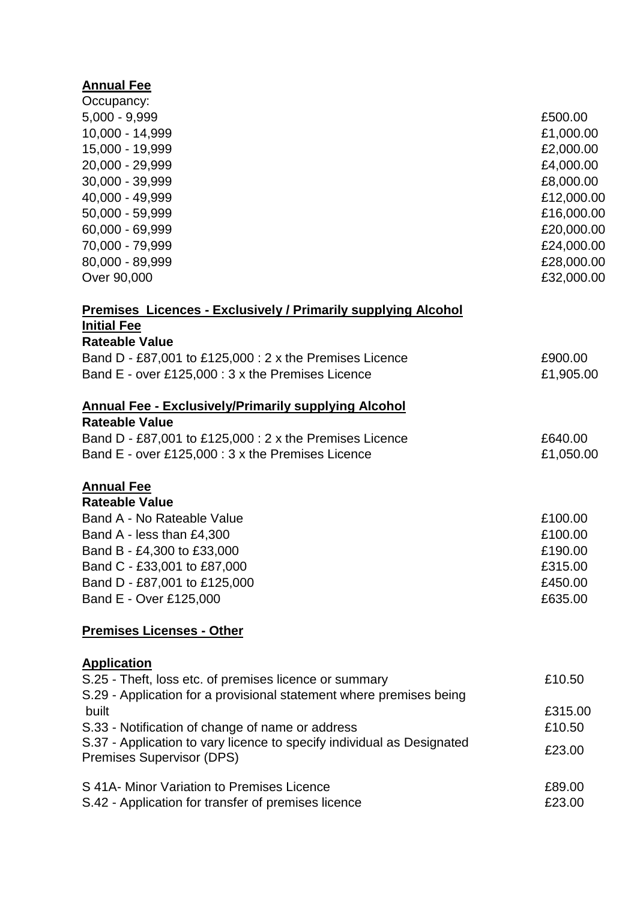**Annual Fee**

| Occupancy: | |
|---|---|
| 5,000 - 9,999 | £500.00 |
| 10,000 - 14,999 | £1,000.00 |
| 15,000 - 19,999 | £2,000.00 |
| 20,000 - 29,999 | £4,000.00 |
| 30,000 - 39,999 | £8,000.00 |
| 40,000 - 49,999 | £12,000.00 |
| 50,000 - 59,999 | £16,000.00 |
| 60,000 - 69,999 | £20,000.00 |
| 70,000 - 79,999 | £24,000.00 |
| 80,000 - 89,999 | £28,000.00 |
| Over 90,000 | £32,000.00 |

**Premises Licences - Exclusively / Primarily supplying Alcohol**

**Initial Fee**

| **Rateable Value** | |
|---|---|
| Band D - £87,001 to £125,000 : 2 x the Premises Licence | £900.00 |
| Band E - over £125,000 : 3 x the Premises Licence | £1,905.00 |

**Annual Fee - Exclusively/Primarily supplying Alcohol**

| **Rateable Value** | |
|---|---|
| Band D - £87,001 to £125,000 : 2 x the Premises Licence | £640.00 |
| Band E - over £125,000 : 3 x the Premises Licence | £1,050.00 |

**Annual Fee**

| **Rateable Value** | |
|---|---|
| Band A - No Rateable Value | £100.00 |
| Band A - less than £4,300 | £100.00 |
| Band B - £4,300 to £33,000 | £190.00 |
| Band C - £33,001 to £87,000 | £315.00 |
| Band D - £87,001 to £125,000 | £450.00 |
| Band E - Over £125,000 | £635.00 |

**Premises Licenses - Other**

**Application**

| | |
|---|---|
| S.25 - Theft, loss etc. of premises licence or summary | £10.50 |
| S.29 - Application for a provisional statement where premises being built | £315.00 |
| S.33 - Notification of change of name or address | £10.50 |
| S.37 - Application to vary licence to specify individual as Designated Premises Supervisor (DPS) | £23.00 |
| S 41A- Minor Variation to Premises Licence | £89.00 |
| S.42 - Application for transfer of premises licence | £23.00 |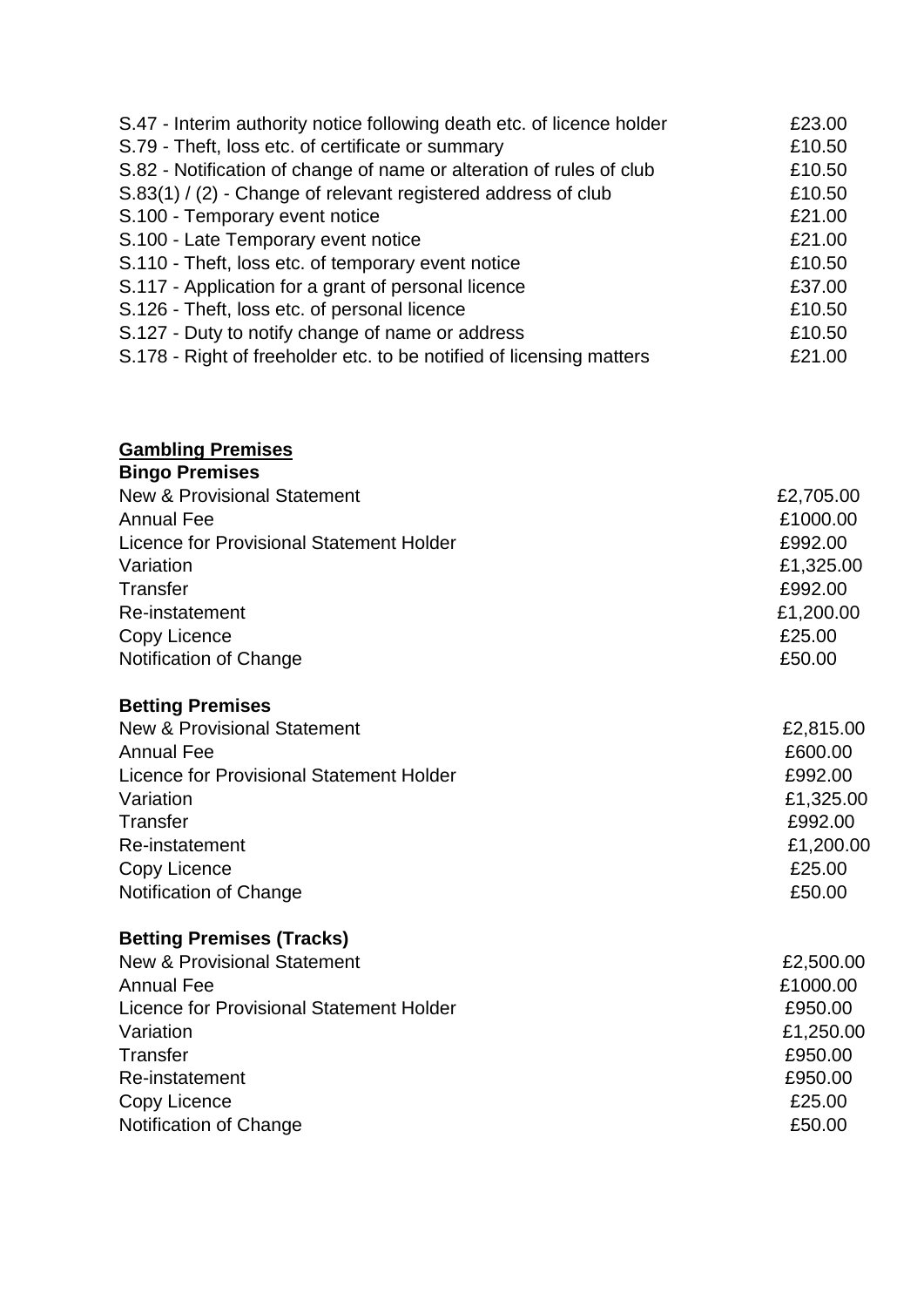| | |
|---|---|
| S.47 - Interim authority notice following death etc. of licence holder | £23.00 |
| S.79 - Theft, loss etc. of certificate or summary | £10.50 |
| S.82 - Notification of change of name or alteration of rules of club | £10.50 |
| S.83(1) / (2) - Change of relevant registered address of club | £10.50 |
| S.100 - Temporary event notice | £21.00 |
| S.100 - Late Temporary event notice | £21.00 |
| S.110 - Theft, loss etc. of temporary event notice | £10.50 |
| S.117 - Application for a grant of personal licence | £37.00 |
| S.126 - Theft, loss etc. of personal licence | £10.50 |
| S.127 - Duty to notify change of name or address | £10.50 |
| S.178 - Right of freeholder etc. to be notified of licensing matters | £21.00 |

**Gambling Premises**

**Bingo Premises**

| | |
|---|---|
| New & Provisional Statement | £2,705.00 |
| Annual Fee | £1000.00 |
| Licence for Provisional Statement Holder | £992.00 |
| Variation | £1,325.00 |
| Transfer | £992.00 |
| Re-instatement | £1,200.00 |
| Copy Licence | £25.00 |
| Notification of Change | £50.00 |

**Betting Premises**

| | |
|---|---|
| New & Provisional Statement | £2,815.00 |
| Annual Fee | £600.00 |
| Licence for Provisional Statement Holder | £992.00 |
| Variation | £1,325.00 |
| Transfer | £992.00 |
| Re-instatement | £1,200.00 |
| Copy Licence | £25.00 |
| Notification of Change | £50.00 |

**Betting Premises (Tracks)**

| | |
|---|---|
| New & Provisional Statement | £2,500.00 |
| Annual Fee | £1000.00 |
| Licence for Provisional Statement Holder | £950.00 |
| Variation | £1,250.00 |
| Transfer | £950.00 |
| Re-instatement | £950.00 |
| Copy Licence | £25.00 |
| Notification of Change | £50.00 |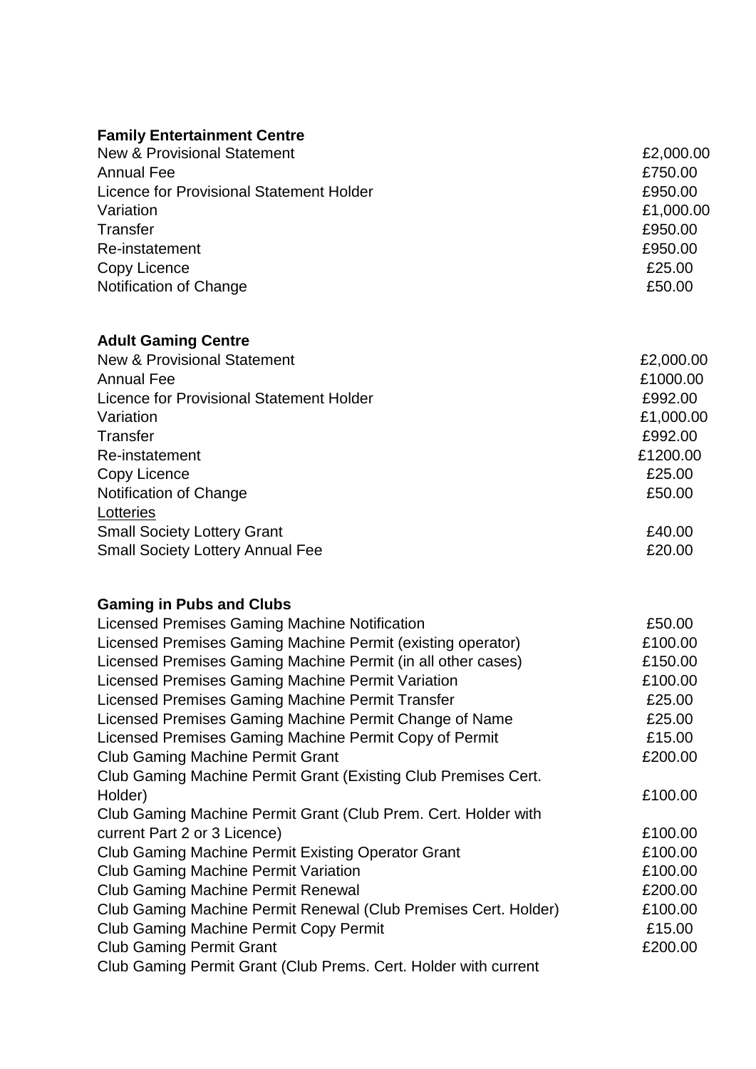**Family Entertainment Centre**

| | |
|---|---|
| New & Provisional Statement | £2,000.00 |
| Annual Fee | £750.00 |
| Licence for Provisional Statement Holder | £950.00 |
| Variation | £1,000.00 |
| Transfer | £950.00 |
| Re-instatement | £950.00 |
| Copy Licence | £25.00 |
| Notification of Change | £50.00 |

**Adult Gaming Centre**

| | |
|---|---|
| New & Provisional Statement | £2,000.00 |
| Annual Fee | £1000.00 |
| Licence for Provisional Statement Holder | £992.00 |
| Variation | £1,000.00 |
| Transfer | £992.00 |
| Re-instatement | £1200.00 |
| Copy Licence | £25.00 |
| Notification of Change | £50.00 |
| <u>Lotteries</u> | |
| Small Society Lottery Grant | £40.00 |
| Small Society Lottery Annual Fee | £20.00 |

**Gaming in Pubs and Clubs**

| | |
|---|---|
| Licensed Premises Gaming Machine Notification | £50.00 |
| Licensed Premises Gaming Machine Permit (existing operator) | £100.00 |
| Licensed Premises Gaming Machine Permit (in all other cases) | £150.00 |
| Licensed Premises Gaming Machine Permit Variation | £100.00 |
| Licensed Premises Gaming Machine Permit Transfer | £25.00 |
| Licensed Premises Gaming Machine Permit Change of Name | £25.00 |
| Licensed Premises Gaming Machine Permit Copy of Permit | £15.00 |
| Club Gaming Machine Permit Grant | £200.00 |
| Club Gaming Machine Permit Grant (Existing Club Premises Cert. Holder) | £100.00 |
| Club Gaming Machine Permit Grant (Club Prem. Cert. Holder with current Part 2 or 3 Licence) | £100.00 |
| Club Gaming Machine Permit Existing Operator Grant | £100.00 |
| Club Gaming Machine Permit Variation | £100.00 |
| Club Gaming Machine Permit Renewal | £200.00 |
| Club Gaming Machine Permit Renewal (Club Premises Cert. Holder) | £100.00 |
| Club Gaming Machine Permit Copy Permit | £15.00 |
| Club Gaming Permit Grant | £200.00 |
| Club Gaming Permit Grant (Club Prems. Cert. Holder with current | |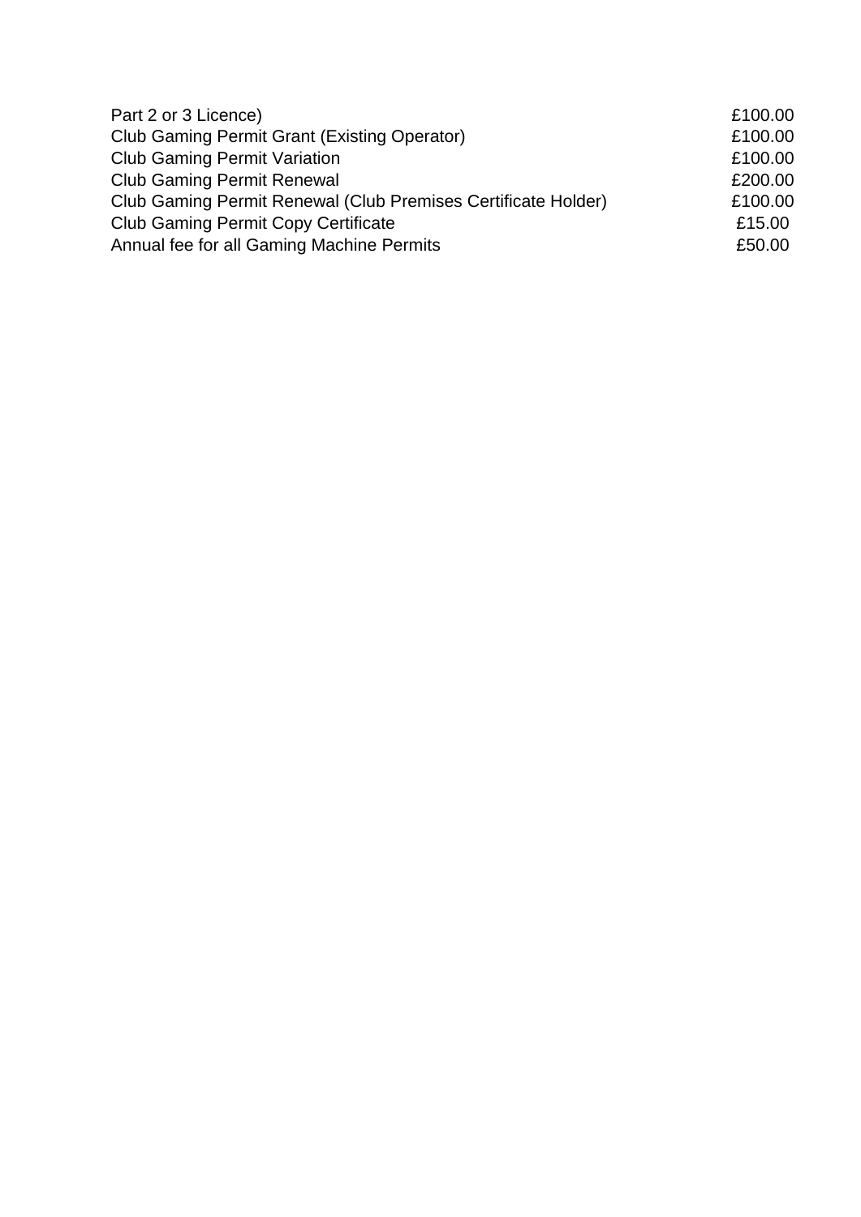| | |
|---|---|
| Part 2 or 3 Licence) | £100.00 |
| Club Gaming Permit Grant (Existing Operator) | £100.00 |
| Club Gaming Permit Variation | £100.00 |
| Club Gaming Permit Renewal | £200.00 |
| Club Gaming Permit Renewal (Club Premises Certificate Holder) | £100.00 |
| Club Gaming Permit Copy Certificate | £15.00 |
| Annual fee for all Gaming Machine Permits | £50.00 |